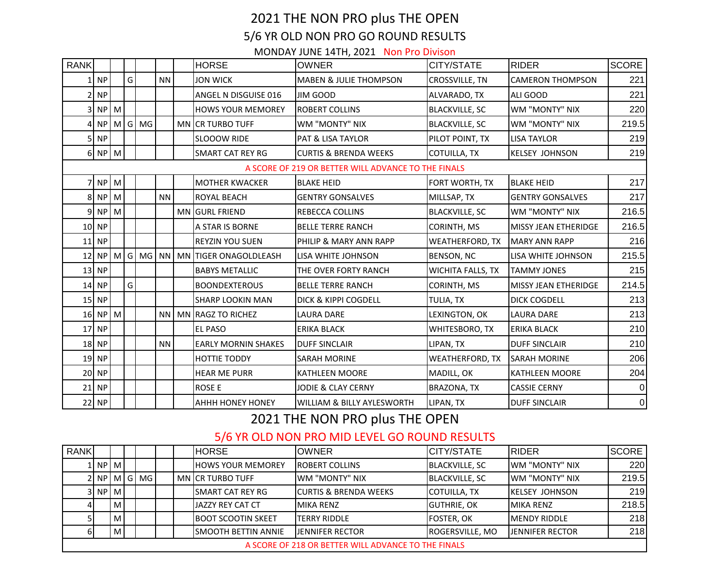# 2021 THE NON PRO plus THE OPEN

## 5/6 YR OLD NON PRO GO ROUND RESULTS

MONDAY JUNE 14TH, 2021 Non Pro Divison

| RANK | | | | | | | HORSE | OWNER | CITY/STATE | RIDER | SCORE |
|---|---|---|---|---|---|---|---|---|---|---|---|
| 1 | NP | | G | | NN | | JON WICK | MABEN & JULIE THOMPSON | CROSSVILLE, TN | CAMERON THOMPSON | 221 |
| 2 | NP | | | | | | ANGEL N DISGUISE 016 | JIM GOOD | ALVARADO, TX | ALI GOOD | 221 |
| 3 | NP | M | | | | | HOWS YOUR MEMOREY | ROBERT COLLINS | BLACKVILLE, SC | WM "MONTY" NIX | 220 |
| 4 | NP | M | G | MG | | MN | CR TURBO TUFF | WM "MONTY" NIX | BLACKVILLE, SC | WM "MONTY" NIX | 219.5 |
| 5 | NP | | | | | | SLOOOW RIDE | PAT & LISA TAYLOR | PILOT POINT, TX | LISA TAYLOR | 219 |
| 6 | NP | M | | | | | SMART CAT REY RG | CURTIS & BRENDA WEEKS | COTUILLA, TX | KELSEY JOHNSON | 219 |
| A SCORE OF 219 OR BETTER WILL ADVANCE TO THE FINALS | | | | | | | | | | | |
| 7 | NP | M | | | | | MOTHER KWACKER | BLAKE HEID | FORT WORTH, TX | BLAKE HEID | 217 |
| 8 | NP | M | | | NN | | ROYAL BEACH | GENTRY GONSALVES | MILLSAP, TX | GENTRY GONSALVES | 217 |
| 9 | NP | M | | | | MN | GURL FRIEND | REBECCA COLLINS | BLACKVILLE, SC | WM "MONTY" NIX | 216.5 |
| 10 | NP | | | | | | A STAR IS BORNE | BELLE TERRE RANCH | CORINTH, MS | MISSY JEAN ETHERIDGE | 216.5 |
| 11 | NP | | | | | | REYZIN YOU SUEN | PHILIP & MARY ANN RAPP | WEATHERFORD, TX | MARY ANN RAPP | 216 |
| 12 | NP | M | G | MG | NN | MN | TIGER ONAGOLDLEASH | LISA WHITE JOHNSON | BENSON, NC | LISA WHITE JOHNSON | 215.5 |
| 13 | NP | | | | | | BABYS METALLIC | THE OVER FORTY RANCH | WICHITA FALLS, TX | TAMMY JONES | 215 |
| 14 | NP | | G | | | | BOONDEXTEROUS | BELLE TERRE RANCH | CORINTH, MS | MISSY JEAN ETHERIDGE | 214.5 |
| 15 | NP | | | | | | SHARP LOOKIN MAN | DICK & KIPPI COGDELL | TULIA, TX | DICK COGDELL | 213 |
| 16 | NP | M | | | NN | MN | RAGZ TO RICHEZ | LAURA DARE | LEXINGTON, OK | LAURA DARE | 213 |
| 17 | NP | | | | | | EL PASO | ERIKA BLACK | WHITESBORO, TX | ERIKA BLACK | 210 |
| 18 | NP | | | | NN | | EARLY MORNIN SHAKES | DUFF SINCLAIR | LIPAN, TX | DUFF SINCLAIR | 210 |
| 19 | NP | | | | | | HOTTIE TODDY | SARAH MORINE | WEATHERFORD, TX | SARAH MORINE | 206 |
| 20 | NP | | | | | | HEAR ME PURR | KATHLEEN MOORE | MADILL, OK | KATHLEEN MOORE | 204 |
| 21 | NP | | | | | | ROSE E | JODIE & CLAY CERNY | BRAZONA, TX | CASSIE CERNY | 0 |
| 22 | NP | | | | | | AHHH HONEY HONEY | WILLIAM & BILLY AYLESWORTH | LIPAN, TX | DUFF SINCLAIR | 0 |

# 2021 THE NON PRO plus THE OPEN

## 5/6 YR OLD NON PRO MID LEVEL GO ROUND RESULTS

| RANK | | | | | | | HORSE | OWNER | CITY/STATE | RIDER | SCORE |
|---|---|---|---|---|---|---|---|---|---|---|---|
| 1 | NP | M | | | | | HOWS YOUR MEMOREY | ROBERT COLLINS | BLACKVILLE, SC | WM "MONTY" NIX | 220 |
| 2 | NP | M | G | MG | | MN | CR TURBO TUFF | WM "MONTY" NIX | BLACKVILLE, SC | WM "MONTY" NIX | 219.5 |
| 3 | NP | M | | | | | SMART CAT REY RG | CURTIS & BRENDA WEEKS | COTUILLA, TX | KELSEY JOHNSON | 219 |
| 4 | | M | | | | | JAZZY REY CAT CT | MIKA RENZ | GUTHRIE, OK | MIKA RENZ | 218.5 |
| 5 | | M | | | | | BOOT SCOOTIN SKEET | TERRY RIDDLE | FOSTER, OK | MENDY RIDDLE | 218 |
| 6 | | M | | | | | SMOOTH BETTIN ANNIE | JENNIFER RECTOR | ROGERSVILLE, MO | JENNIFER RECTOR | 218 |
| A SCORE OF 218 OR BETTER WILL ADVANCE TO THE FINALS | | | | | | | | | | | |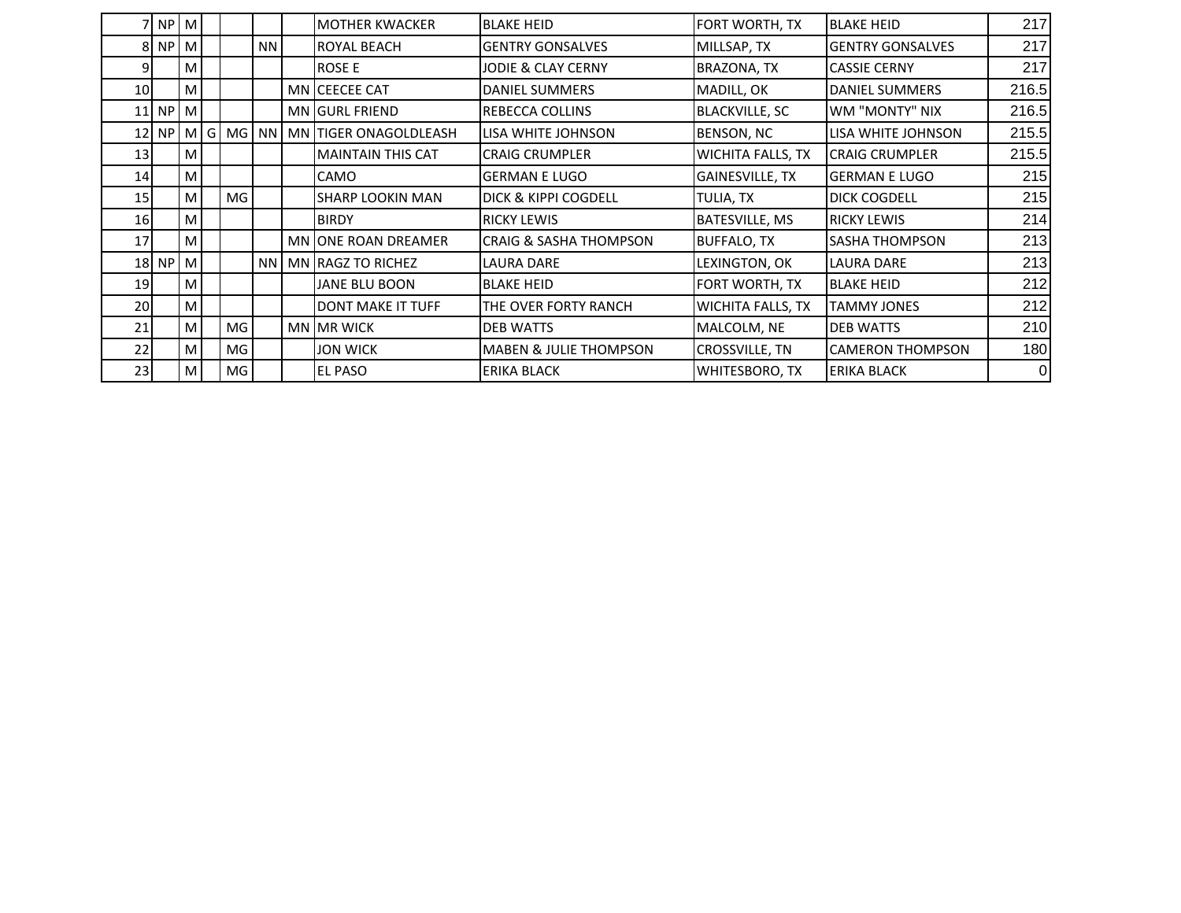| | | | | | | | | | | | |
|---|---|---|---|---|---|---|---|---|---|---|---|
| 7 | NP | M | | | | | MOTHER KWACKER | BLAKE HEID | FORT WORTH, TX | BLAKE HEID | 217 |
| 8 | NP | M | | | NN | | ROYAL BEACH | GENTRY GONSALVES | MILLSAP, TX | GENTRY GONSALVES | 217 |
| 9 | | M | | | | | ROSE E | JODIE & CLAY CERNY | BRAZONA, TX | CASSIE CERNY | 217 |
| 10 | | M | | | | MN | CEECEE CAT | DANIEL SUMMERS | MADILL, OK | DANIEL SUMMERS | 216.5 |
| 11 | NP | M | | | | MN | GURL FRIEND | REBECCA COLLINS | BLACKVILLE, SC | WM "MONTY" NIX | 216.5 |
| 12 | NP | M | G | MG | NN | MN | TIGER ONAGOLDLEASH | LISA WHITE JOHNSON | BENSON, NC | LISA WHITE JOHNSON | 215.5 |
| 13 | | M | | | | | MAINTAIN THIS CAT | CRAIG CRUMPLER | WICHITA FALLS, TX | CRAIG CRUMPLER | 215.5 |
| 14 | | M | | | | | CAMO | GERMAN E LUGO | GAINESVILLE, TX | GERMAN E LUGO | 215 |
| 15 | | M | | MG | | | SHARP LOOKIN MAN | DICK & KIPPI COGDELL | TULIA, TX | DICK COGDELL | 215 |
| 16 | | M | | | | | BIRDY | RICKY LEWIS | BATESVILLE, MS | RICKY LEWIS | 214 |
| 17 | | M | | | | MN | ONE ROAN DREAMER | CRAIG & SASHA THOMPSON | BUFFALO, TX | SASHA THOMPSON | 213 |
| 18 | NP | M | | | NN | MN | RAGZ TO RICHEZ | LAURA DARE | LEXINGTON, OK | LAURA DARE | 213 |
| 19 | | M | | | | | JANE BLU BOON | BLAKE HEID | FORT WORTH, TX | BLAKE HEID | 212 |
| 20 | | M | | | | | DONT MAKE IT TUFF | THE OVER FORTY RANCH | WICHITA FALLS, TX | TAMMY JONES | 212 |
| 21 | | M | | MG | | MN | MR WICK | DEB WATTS | MALCOLM, NE | DEB WATTS | 210 |
| 22 | | M | | MG | | | JON WICK | MABEN & JULIE THOMPSON | CROSSVILLE, TN | CAMERON THOMPSON | 180 |
| 23 | | M | | MG | | | EL PASO | ERIKA BLACK | WHITESBORO, TX | ERIKA BLACK | 0 |